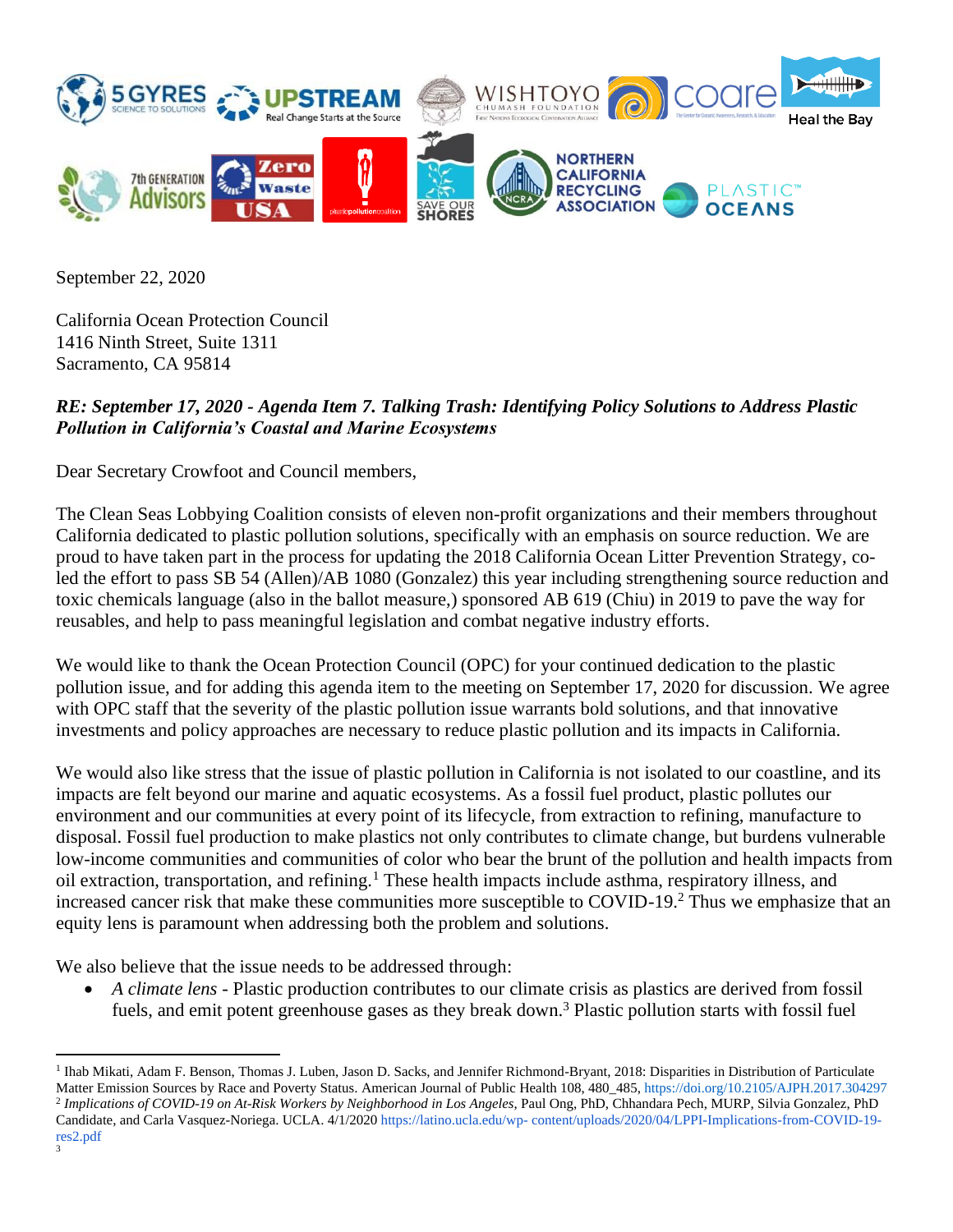September 22, 2020

California Ocean Protection Council
1416 Ninth Street, Suite 1311
Sacramento, CA 95814

***RE: September 17, 2020 - Agenda Item 7. Talking Trash: Identifying Policy Solutions to Address Plastic Pollution in California's Coastal and Marine Ecosystems***

Dear Secretary Crowfoot and Council members,

The Clean Seas Lobbying Coalition consists of eleven non-profit organizations and their members throughout California dedicated to plastic pollution solutions, specifically with an emphasis on source reduction. We are proud to have taken part in the process for updating the 2018 California Ocean Litter Prevention Strategy, co-led the effort to pass SB 54 (Allen)/AB 1080 (Gonzalez) this year including strengthening source reduction and toxic chemicals language (also in the ballot measure,) sponsored AB 619 (Chiu) in 2019 to pave the way for reusables, and help to pass meaningful legislation and combat negative industry efforts.

We would like to thank the Ocean Protection Council (OPC) for your continued dedication to the plastic pollution issue, and for adding this agenda item to the meeting on September 17, 2020 for discussion. We agree with OPC staff that the severity of the plastic pollution issue warrants bold solutions, and that innovative investments and policy approaches are necessary to reduce plastic pollution and its impacts in California.

We would also like stress that the issue of plastic pollution in California is not isolated to our coastline, and its impacts are felt beyond our marine and aquatic ecosystems. As a fossil fuel product, plastic pollutes our environment and our communities at every point of its lifecycle, from extraction to refining, manufacture to disposal. Fossil fuel production to make plastics not only contributes to climate change, but burdens vulnerable low-income communities and communities of color who bear the brunt of the pollution and health impacts from oil extraction, transportation, and refining.[1] These health impacts include asthma, respiratory illness, and increased cancer risk that make these communities more susceptible to COVID-19.[2] Thus we emphasize that an equity lens is paramount when addressing both the problem and solutions.

We also believe that the issue needs to be addressed through:

- *A climate lens* - Plastic production contributes to our climate crisis as plastics are derived from fossil fuels, and emit potent greenhouse gases as they break down.[3] Plastic pollution starts with fossil fuel

---

[1] Ihab Mikati, Adam F. Benson, Thomas J. Luben, Jason D. Sacks, and Jennifer Richmond-Bryant, 2018: Disparities in Distribution of Particulate Matter Emission Sources by Race and Poverty Status. American Journal of Public Health 108, 480_485, https://doi.org/10.2105/AJPH.2017.304297

[2] *Implications of COVID-19 on At-Risk Workers by Neighborhood in Los Angeles*, Paul Ong, PhD, Chhandara Pech, MURP, Silvia Gonzalez, PhD Candidate, and Carla Vasquez-Noriega. UCLA. 4/1/2020 https://latino.ucla.edu/wp- content/uploads/2020/04/LPPI-Implications-from-COVID-19-res2.pdf

[3]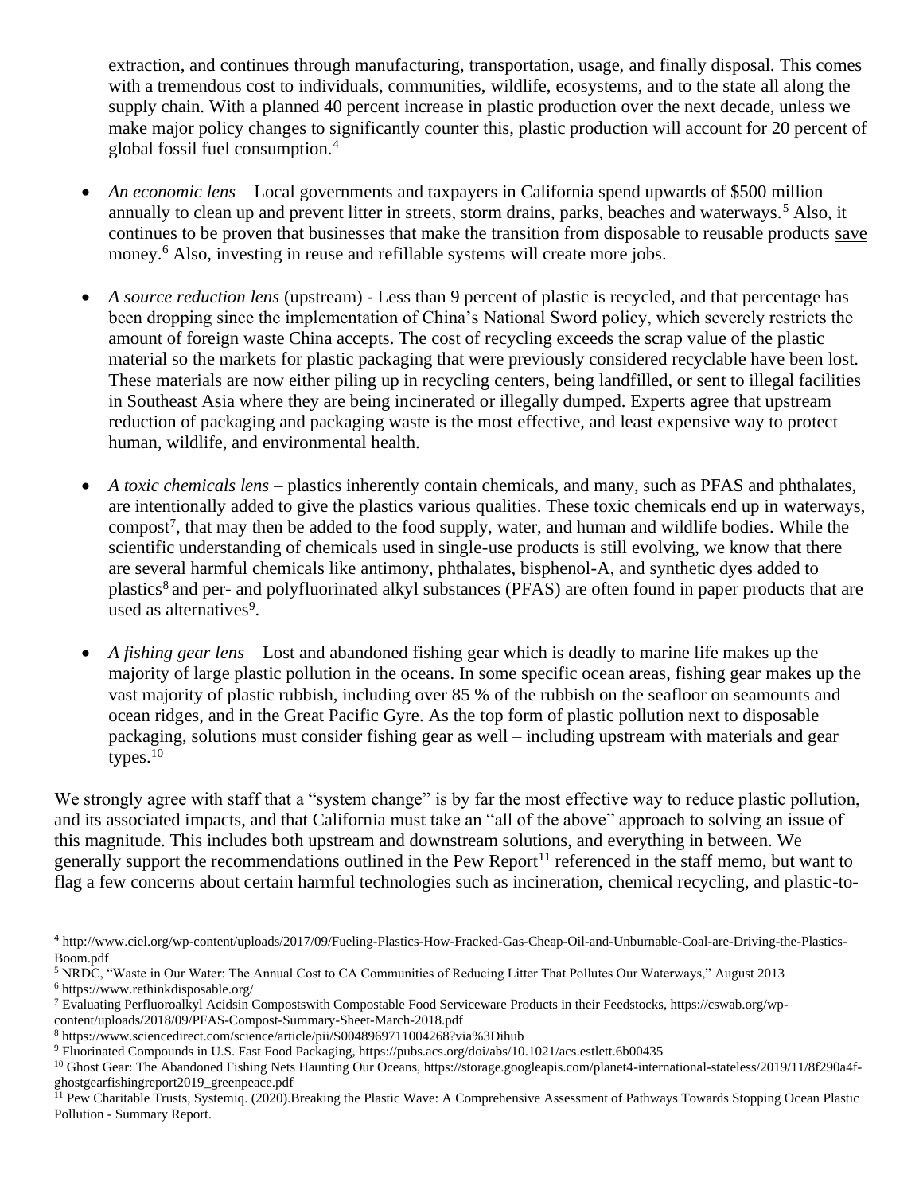extraction, and continues through manufacturing, transportation, usage, and finally disposal. This comes with a tremendous cost to individuals, communities, wildlife, ecosystems, and to the state all along the supply chain. With a planned 40 percent increase in plastic production over the next decade, unless we make major policy changes to significantly counter this, plastic production will account for 20 percent of global fossil fuel consumption.[4]

- *An economic lens* – Local governments and taxpayers in California spend upwards of $500 million annually to clean up and prevent litter in streets, storm drains, parks, beaches and waterways.[5] Also, it continues to be proven that businesses that make the transition from disposable to reusable products save money.[6] Also, investing in reuse and refillable systems will create more jobs.

- *A source reduction lens* (upstream) - Less than 9 percent of plastic is recycled, and that percentage has been dropping since the implementation of China's National Sword policy, which severely restricts the amount of foreign waste China accepts. The cost of recycling exceeds the scrap value of the plastic material so the markets for plastic packaging that were previously considered recyclable have been lost. These materials are now either piling up in recycling centers, being landfilled, or sent to illegal facilities in Southeast Asia where they are being incinerated or illegally dumped. Experts agree that upstream reduction of packaging and packaging waste is the most effective, and least expensive way to protect human, wildlife, and environmental health.

- *A toxic chemicals lens* – plastics inherently contain chemicals, and many, such as PFAS and phthalates, are intentionally added to give the plastics various qualities. These toxic chemicals end up in waterways, compost[7], that may then be added to the food supply, water, and human and wildlife bodies. While the scientific understanding of chemicals used in single-use products is still evolving, we know that there are several harmful chemicals like antimony, phthalates, bisphenol-A, and synthetic dyes added to plastics[8] and per- and polyfluorinated alkyl substances (PFAS) are often found in paper products that are used as alternatives[9].

- *A fishing gear lens* – Lost and abandoned fishing gear which is deadly to marine life makes up the majority of large plastic pollution in the oceans. In some specific ocean areas, fishing gear makes up the vast majority of plastic rubbish, including over 85 % of the rubbish on the seafloor on seamounts and ocean ridges, and in the Great Pacific Gyre. As the top form of plastic pollution next to disposable packaging, solutions must consider fishing gear as well – including upstream with materials and gear types.[10]

We strongly agree with staff that a "system change" is by far the most effective way to reduce plastic pollution, and its associated impacts, and that California must take an "all of the above" approach to solving an issue of this magnitude. This includes both upstream and downstream solutions, and everything in between. We generally support the recommendations outlined in the Pew Report[11] referenced in the staff memo, but want to flag a few concerns about certain harmful technologies such as incineration, chemical recycling, and plastic-to-

---

[4] http://www.ciel.org/wp-content/uploads/2017/09/Fueling-Plastics-How-Fracked-Gas-Cheap-Oil-and-Unburnable-Coal-are-Driving-the-Plastics-Boom.pdf

[5] NRDC, "Waste in Our Water: The Annual Cost to CA Communities of Reducing Litter That Pollutes Our Waterways," August 2013

[6] https://www.rethinkdisposable.org/

[7] Evaluating Perfluoroalkyl Acidsin Compostswith Compostable Food Serviceware Products in their Feedstocks, https://cswab.org/wp-content/uploads/2018/09/PFAS-Compost-Summary-Sheet-March-2018.pdf

[8] https://www.sciencedirect.com/science/article/pii/S0048969711004268?via%3Dihub

[9] Fluorinated Compounds in U.S. Fast Food Packaging, https://pubs.acs.org/doi/abs/10.1021/acs.estlett.6b00435

[10] Ghost Gear: The Abandoned Fishing Nets Haunting Our Oceans, https://storage.googleapis.com/planet4-international-stateless/2019/11/8f290a4f-ghostgearfishingreport2019_greenpeace.pdf

[11] Pew Charitable Trusts, Systemiq. (2020).Breaking the Plastic Wave: A Comprehensive Assessment of Pathways Towards Stopping Ocean Plastic Pollution - Summary Report.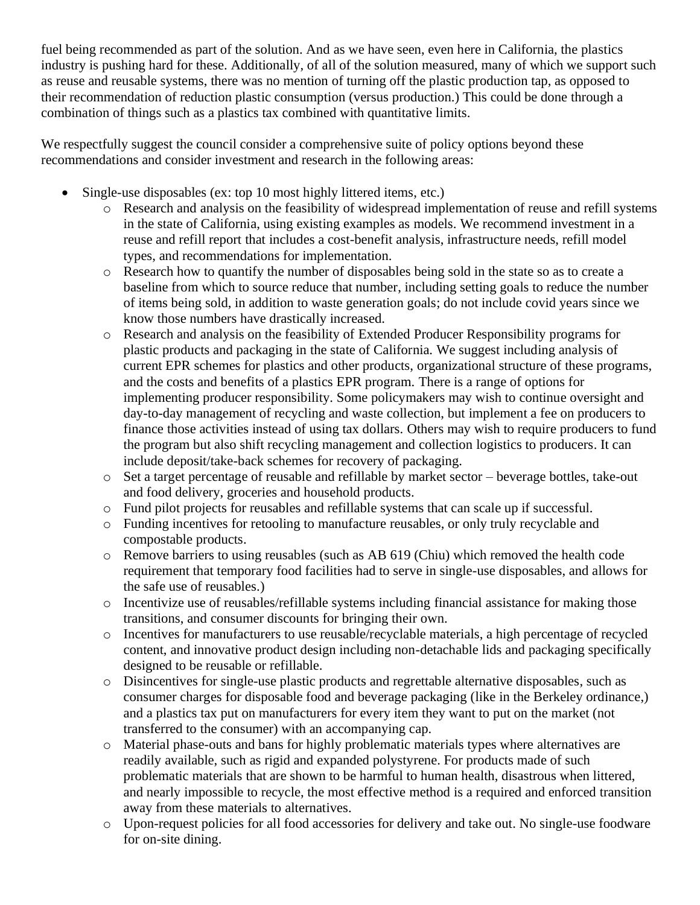fuel being recommended as part of the solution. And as we have seen, even here in California, the plastics industry is pushing hard for these. Additionally, of all of the solution measured, many of which we support such as reuse and reusable systems, there was no mention of turning off the plastic production tap, as opposed to their recommendation of reduction plastic consumption (versus production.) This could be done through a combination of things such as a plastics tax combined with quantitative limits.

We respectfully suggest the council consider a comprehensive suite of policy options beyond these recommendations and consider investment and research in the following areas:

- Single-use disposables (ex: top 10 most highly littered items, etc.)
  - Research and analysis on the feasibility of widespread implementation of reuse and refill systems in the state of California, using existing examples as models. We recommend investment in a reuse and refill report that includes a cost-benefit analysis, infrastructure needs, refill model types, and recommendations for implementation.
  - Research how to quantify the number of disposables being sold in the state so as to create a baseline from which to source reduce that number, including setting goals to reduce the number of items being sold, in addition to waste generation goals; do not include covid years since we know those numbers have drastically increased.
  - Research and analysis on the feasibility of Extended Producer Responsibility programs for plastic products and packaging in the state of California. We suggest including analysis of current EPR schemes for plastics and other products, organizational structure of these programs, and the costs and benefits of a plastics EPR program. There is a range of options for implementing producer responsibility. Some policymakers may wish to continue oversight and day-to-day management of recycling and waste collection, but implement a fee on producers to finance those activities instead of using tax dollars. Others may wish to require producers to fund the program but also shift recycling management and collection logistics to producers. It can include deposit/take-back schemes for recovery of packaging.
  - Set a target percentage of reusable and refillable by market sector – beverage bottles, take-out and food delivery, groceries and household products.
  - Fund pilot projects for reusables and refillable systems that can scale up if successful.
  - Funding incentives for retooling to manufacture reusables, or only truly recyclable and compostable products.
  - Remove barriers to using reusables (such as AB 619 (Chiu) which removed the health code requirement that temporary food facilities had to serve in single-use disposables, and allows for the safe use of reusables.)
  - Incentivize use of reusables/refillable systems including financial assistance for making those transitions, and consumer discounts for bringing their own.
  - Incentives for manufacturers to use reusable/recyclable materials, a high percentage of recycled content, and innovative product design including non-detachable lids and packaging specifically designed to be reusable or refillable.
  - Disincentives for single-use plastic products and regrettable alternative disposables, such as consumer charges for disposable food and beverage packaging (like in the Berkeley ordinance,) and a plastics tax put on manufacturers for every item they want to put on the market (not transferred to the consumer) with an accompanying cap.
  - Material phase-outs and bans for highly problematic materials types where alternatives are readily available, such as rigid and expanded polystyrene. For products made of such problematic materials that are shown to be harmful to human health, disastrous when littered, and nearly impossible to recycle, the most effective method is a required and enforced transition away from these materials to alternatives.
  - Upon-request policies for all food accessories for delivery and take out. No single-use foodware for on-site dining.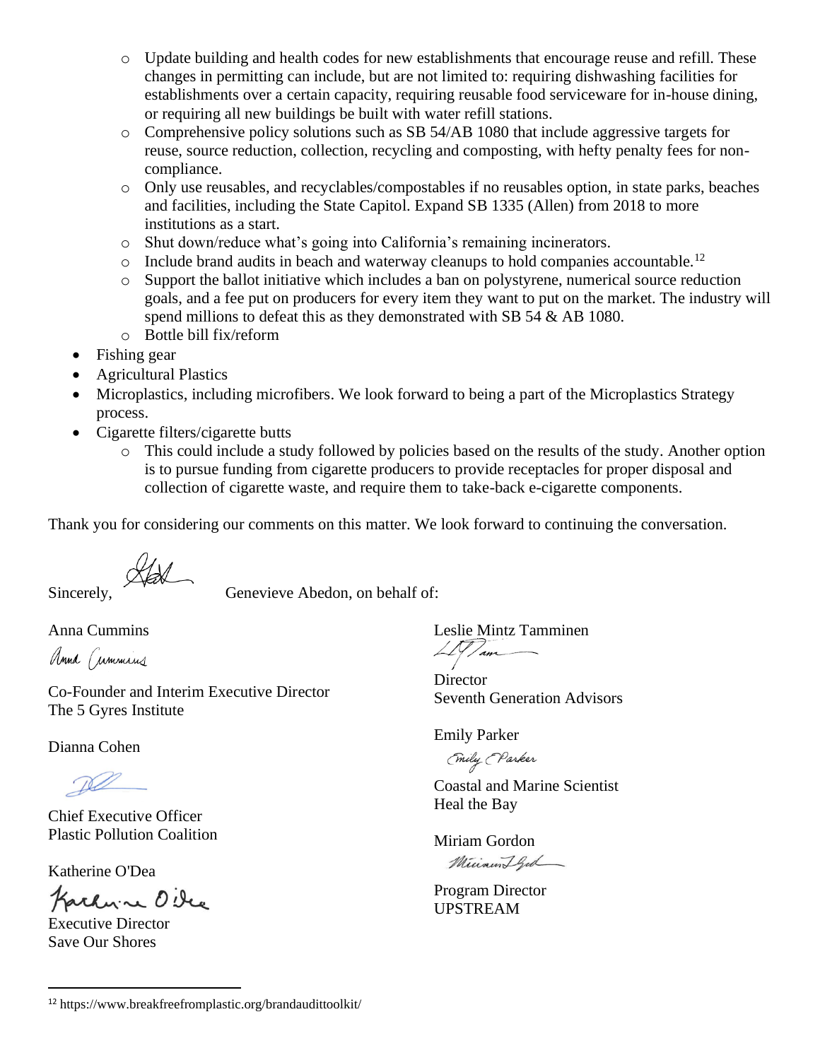- Update building and health codes for new establishments that encourage reuse and refill. These changes in permitting can include, but are not limited to: requiring dishwashing facilities for establishments over a certain capacity, requiring reusable food serviceware for in-house dining, or requiring all new buildings be built with water refill stations.
    - Comprehensive policy solutions such as SB 54/AB 1080 that include aggressive targets for reuse, source reduction, collection, recycling and composting, with hefty penalty fees for non-compliance.
    - Only use reusables, and recyclables/compostables if no reusables option, in state parks, beaches and facilities, including the State Capitol. Expand SB 1335 (Allen) from 2018 to more institutions as a start.
    - Shut down/reduce what's going into California's remaining incinerators.
    - Include brand audits in beach and waterway cleanups to hold companies accountable.[12]
    - Support the ballot initiative which includes a ban on polystyrene, numerical source reduction goals, and a fee put on producers for every item they want to put on the market. The industry will spend millions to defeat this as they demonstrated with SB 54 & AB 1080.
    - Bottle bill fix/reform
- Fishing gear
- Agricultural Plastics
- Microplastics, including microfibers. We look forward to being a part of the Microplastics Strategy process.
- Cigarette filters/cigarette butts
    - This could include a study followed by policies based on the results of the study. Another option is to pursue funding from cigarette producers to provide receptacles for proper disposal and collection of cigarette waste, and require them to take-back e-cigarette components.

Thank you for considering our comments on this matter. We look forward to continuing the conversation.

Sincerely, Genevieve Abedon, on behalf of:

Anna Cummins
Co-Founder and Interim Executive Director
The 5 Gyres Institute

Dianna Cohen
Chief Executive Officer
Plastic Pollution Coalition

Katherine O'Dea
Executive Director
Save Our Shores

Leslie Mintz Tamminen
Director
Seventh Generation Advisors

Emily Parker
Coastal and Marine Scientist
Heal the Bay

Miriam Gordon
Program Director
UPSTREAM

[12] https://www.breakfreefromplastic.org/brandaudittoolkit/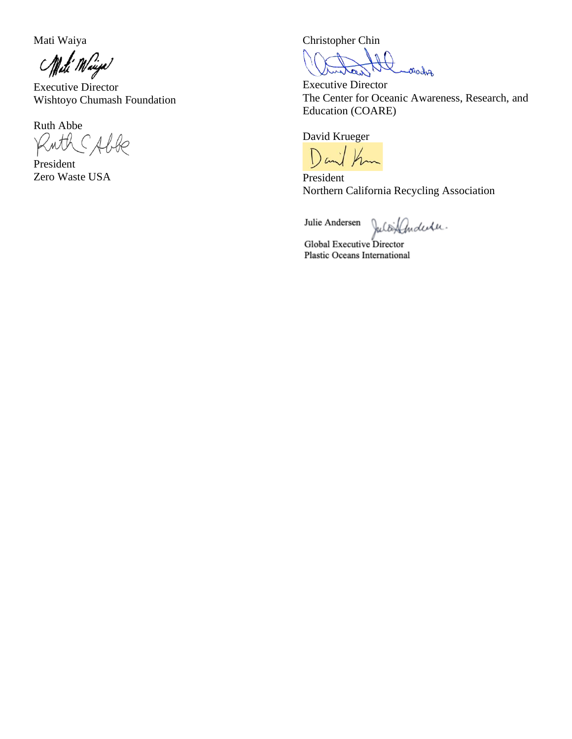Mati Waiya

Executive Director
Wishtoyo Chumash Foundation

Christopher Chin

Executive Director
The Center for Oceanic Awareness, Research, and Education (COARE)

Ruth Abbe

President
Zero Waste USA

David Krueger

President
Northern California Recycling Association

Julie Andersen

Global Executive Director
Plastic Oceans International